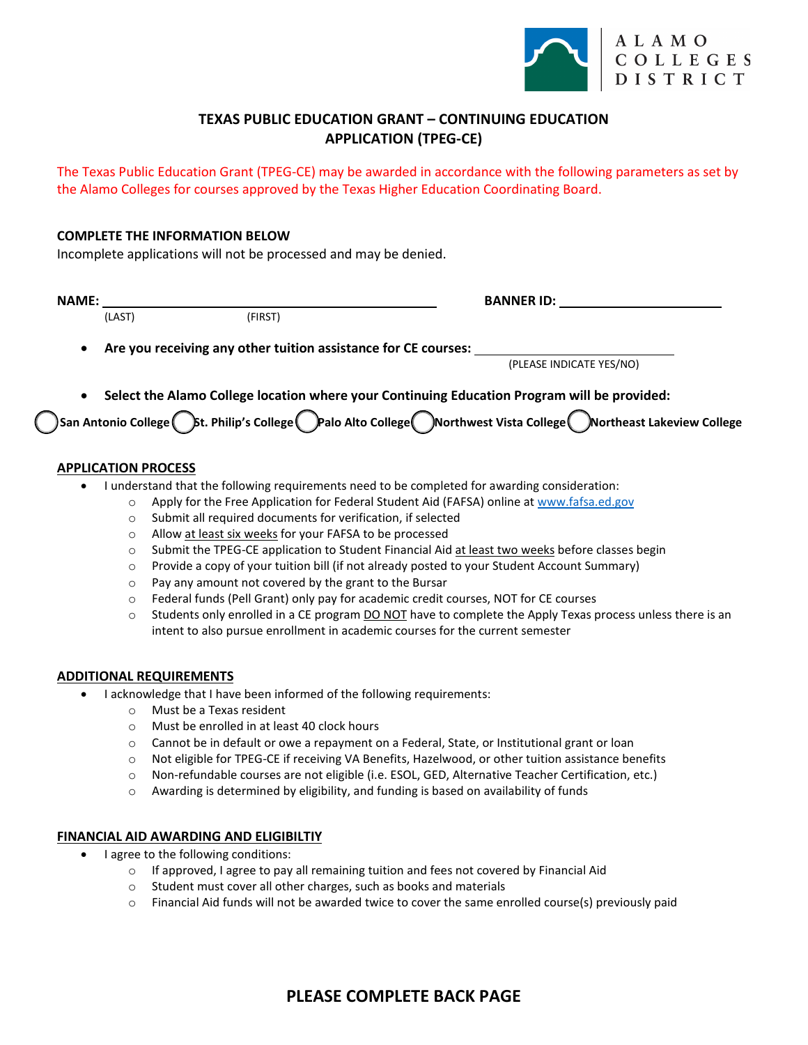ALAMO COLLEGES DISTRICT

# TEXAS PUBLIC EDUCATION GRANT – CONTINUING EDUCATION APPLICATION (TPEG-CE)

The Texas Public Education Grant (TPEG-CE) may be awarded in accordance with the following parameters as set by the Alamo Colleges for courses approved by the Texas Higher Education Coordinating Board.

**COMPLETE THE INFORMATION BELOW**

Incomplete applications will not be processed and may be denied.

**NAME:** ______________________________ **BANNER ID:** ____________________
(LAST) (FIRST)

- **Are you receiving any other tuition assistance for CE courses:** ____________________
  (PLEASE INDICATE YES/NO)

- **Select the Alamo College location where your Continuing Education Program will be provided:**

◯ **San Antonio College** ◯ **St. Philip's College** ◯ **Palo Alto College** ◯ **Northwest Vista College** ◯ **Northeast Lakeview College**

## APPLICATION PROCESS

- I understand that the following requirements need to be completed for awarding consideration:
  - Apply for the Free Application for Federal Student Aid (FAFSA) online at www.fafsa.ed.gov
  - Submit all required documents for verification, if selected
  - Allow at least six weeks for your FAFSA to be processed
  - Submit the TPEG-CE application to Student Financial Aid at least two weeks before classes begin
  - Provide a copy of your tuition bill (if not already posted to your Student Account Summary)
  - Pay any amount not covered by the grant to the Bursar
  - Federal funds (Pell Grant) only pay for academic credit courses, NOT for CE courses
  - Students only enrolled in a CE program DO NOT have to complete the Apply Texas process unless there is an intent to also pursue enrollment in academic courses for the current semester

## ADDITIONAL REQUIREMENTS

- I acknowledge that I have been informed of the following requirements:
  - Must be a Texas resident
  - Must be enrolled in at least 40 clock hours
  - Cannot be in default or owe a repayment on a Federal, State, or Institutional grant or loan
  - Not eligible for TPEG-CE if receiving VA Benefits, Hazelwood, or other tuition assistance benefits
  - Non-refundable courses are not eligible (i.e. ESOL, GED, Alternative Teacher Certification, etc.)
  - Awarding is determined by eligibility, and funding is based on availability of funds

## FINANCIAL AID AWARDING AND ELIGIBILTIY

- I agree to the following conditions:
  - If approved, I agree to pay all remaining tuition and fees not covered by Financial Aid
  - Student must cover all other charges, such as books and materials
  - Financial Aid funds will not be awarded twice to cover the same enrolled course(s) previously paid

**PLEASE COMPLETE BACK PAGE**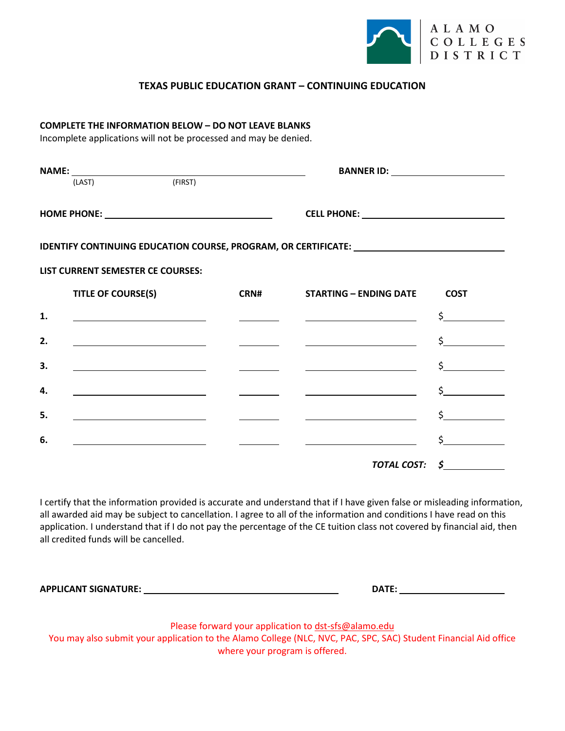ALAMO COLLEGES DISTRICT

# TEXAS PUBLIC EDUCATION GRANT – CONTINUING EDUCATION

**COMPLETE THE INFORMATION BELOW – DO NOT LEAVE BLANKS**
Incomplete applications will not be processed and may be denied.

**NAME:** ______________________________ **BANNER ID:** ____________________
(LAST) (FIRST)

**HOME PHONE:** ____________________ **CELL PHONE:** ____________________

**IDENTIFY CONTINUING EDUCATION COURSE, PROGRAM, OR CERTIFICATE:** ____________________

**LIST CURRENT SEMESTER CE COURSES:**

| | TITLE OF COURSE(S) | CRN# | STARTING – ENDING DATE | COST |
|---|---|---|---|---|
| 1. | | | | $ |
| 2. | | | | $ |
| 3. | | | | $ |
| 4. | | | | $ |
| 5. | | | | $ |
| 6. | | | | $ |
| | | | ***TOTAL COST:*** | ***$*** |

I certify that the information provided is accurate and understand that if I have given false or misleading information, all awarded aid may be subject to cancellation. I agree to all of the information and conditions I have read on this application. I understand that if I do not pay the percentage of the CE tuition class not covered by financial aid, then all credited funds will be cancelled.

**APPLICANT SIGNATURE:** ______________________________ **DATE:** ____________________

Please forward your application to dst-sfs@alamo.edu
You may also submit your application to the Alamo College (NLC, NVC, PAC, SPC, SAC) Student Financial Aid office where your program is offered.